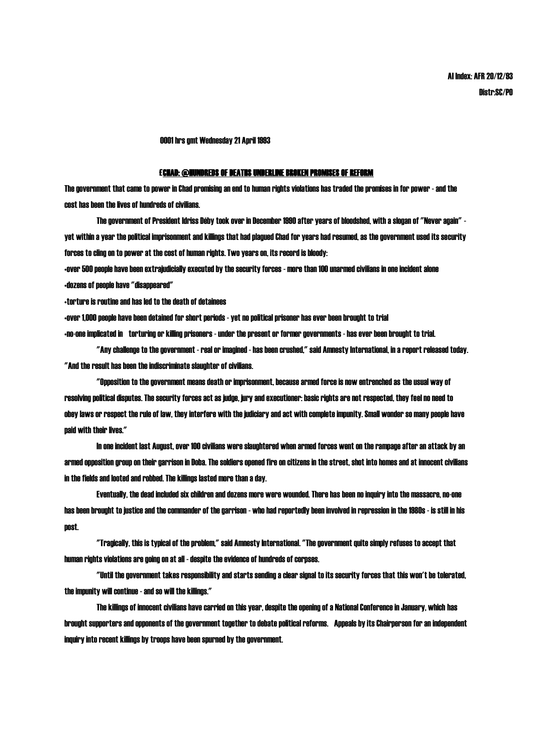AI Index: AFR 20/12/93
Distr:SC/PO

0001 hrs gmt Wednesday 21 April 1993

# £CHAD: @HUNDREDS OF DEATHS UNDERLINE BROKEN PROMISES OF REFORM

The government that came to power in Chad promising an end to human rights violations has traded the promises in for power - and the cost has been the lives of hundreds of civilians.

The government of President Idriss Déby took over in December 1990 after years of bloodshed, with a slogan of "Never again" - yet within a year the political imprisonment and killings that had plagued Chad for years had resumed, as the government used its security forces to cling on to power at the cost of human rights. Two years on, its record is bloody:

- over 500 people have been extrajudicially executed by the security forces - more than 100 unarmed civilians in one incident alone
- dozens of people have "disappeared"
- torture is routine and has led to the death of detainees
- over 1,000 people have been detained for short periods - yet no political prisoner has ever been brought to trial
- no-one implicated in torturing or killing prisoners - under the present or former governments - has ever been brought to trial.

"Any challenge to the government - real or imagined - has been crushed," said Amnesty International, in a report released today. "And the result has been the indiscriminate slaughter of civilians.

"Opposition to the government means death or imprisonment, because armed force is now entrenched as the usual way of resolving political disputes. The security forces act as judge, jury and executioner: basic rights are not respected, they feel no need to obey laws or respect the rule of law, they interfere with the judiciary and act with complete impunity. Small wonder so many people have paid with their lives."

In one incident last August, over 100 civilians were slaughtered when armed forces went on the rampage after an attack by an armed opposition group on their garrison in Doba. The soldiers opened fire on citizens in the street, shot into homes and at innocent civilians in the fields and looted and robbed. The killings lasted more than a day.

Eventually, the dead included six children and dozens more were wounded. There has been no inquiry into the massacre, no-one has been brought to justice and the commander of the garrison - who had reportedly been involved in repression in the 1980s - is still in his post.

"Tragically, this is typical of the problem," said Amnesty International. "The government quite simply refuses to accept that human rights violations are going on at all - despite the evidence of hundreds of corpses.

"Until the government takes responsibility and starts sending a clear signal to its security forces that this won't be tolerated, the impunity will continue - and so will the killings."

The killings of innocent civilians have carried on this year, despite the opening of a National Conference in January, which has brought supporters and opponents of the government together to debate political reforms. Appeals by its Chairperson for an independent inquiry into recent killings by troops have been spurned by the government.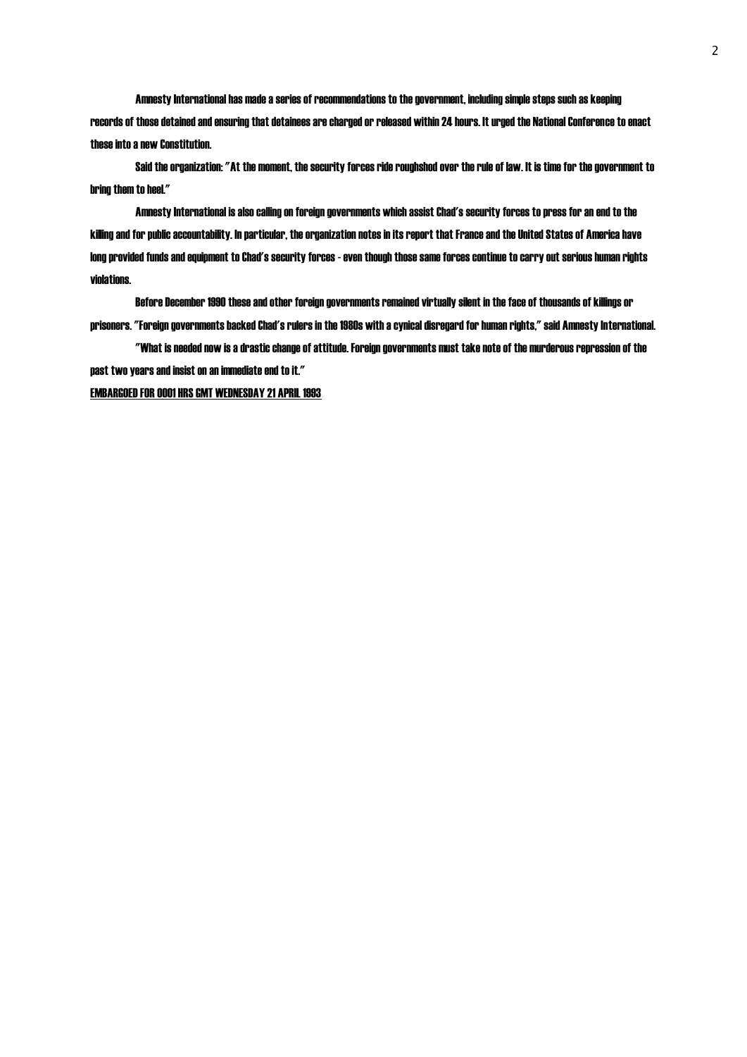Amnesty International has made a series of recommendations to the government, including simple steps such as keeping records of those detained and ensuring that detainees are charged or released within 24 hours. It urged the National Conference to enact these into a new Constitution.

Said the organization: "At the moment, the security forces ride roughshod over the rule of law. It is time for the government to bring them to heel."

Amnesty International is also calling on foreign governments which assist Chad's security forces to press for an end to the killing and for public accountability. In particular, the organization notes in its report that France and the United States of America have long provided funds and equipment to Chad's security forces - even though those same forces continue to carry out serious human rights violations.

Before December 1990 these and other foreign governments remained virtually silent in the face of thousands of killings or prisoners. "Foreign governments backed Chad's rulers in the 1980s with a cynical disregard for human rights," said Amnesty International.

"What is needed now is a drastic change of attitude. Foreign governments must take note of the murderous repression of the past two years and insist on an immediate end to it."

EMBARGOED FOR 0001 HRS GMT WEDNESDAY 21 APRIL 1993